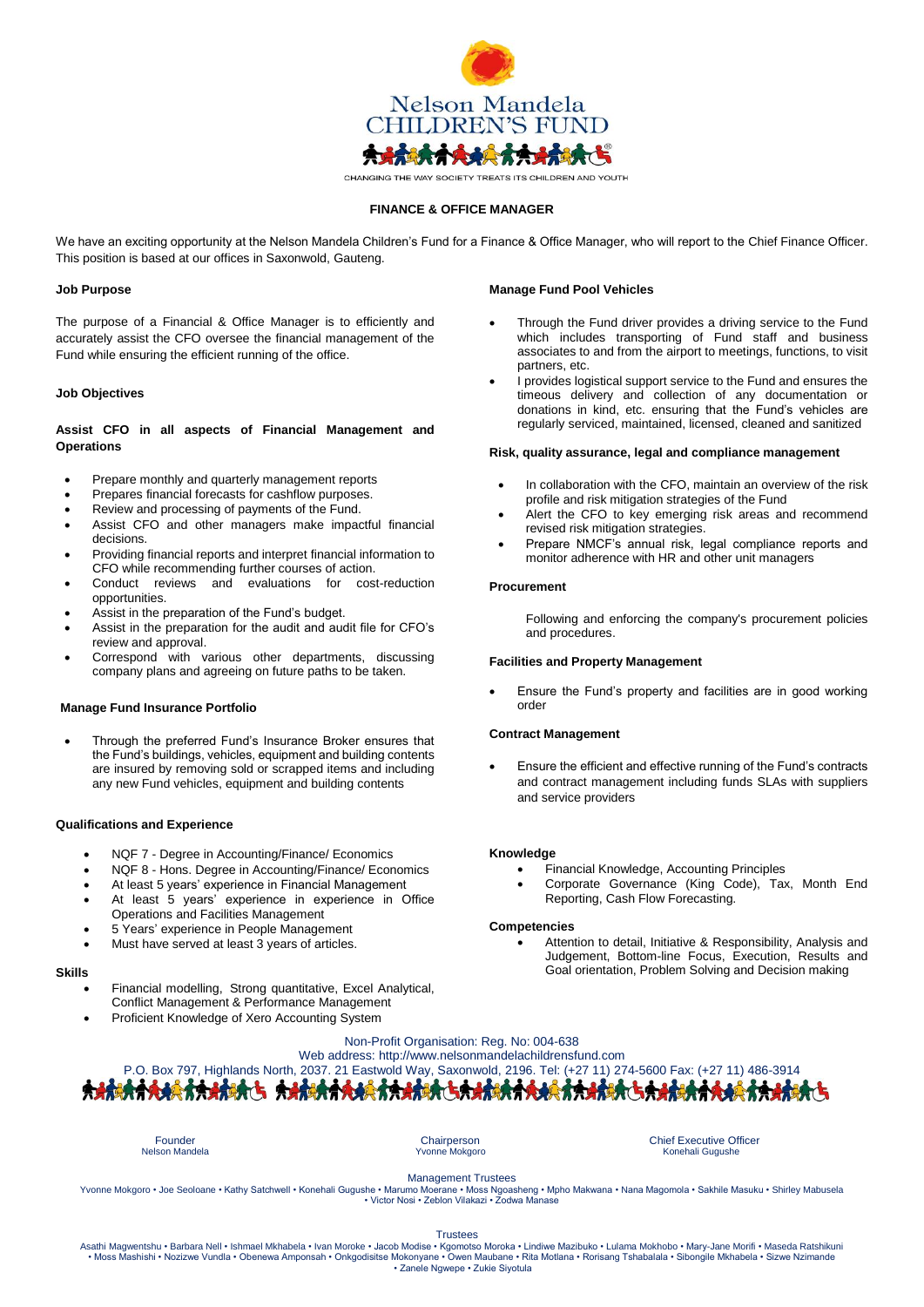Nelson Mandela
CHILDREN'S FUND

CHANGING THE WAY SOCIETY TREATS ITS CHILDREN AND YOUTH

# FINANCE & OFFICE MANAGER

We have an exciting opportunity at the Nelson Mandela Children's Fund for a Finance & Office Manager, who will report to the Chief Finance Officer. This position is based at our offices in Saxonwold, Gauteng.

## Job Purpose

The purpose of a Financial & Office Manager is to efficiently and accurately assist the CFO oversee the financial management of the Fund while ensuring the efficient running of the office.

## Job Objectives

### Assist CFO in all aspects of Financial Management and Operations

- Prepare monthly and quarterly management reports
- Prepares financial forecasts for cashflow purposes.
- Review and processing of payments of the Fund.
- Assist CFO and other managers make impactful financial decisions.
- Providing financial reports and interpret financial information to CFO while recommending further courses of action.
- Conduct reviews and evaluations for cost-reduction opportunities.
- Assist in the preparation of the Fund's budget.
- Assist in the preparation for the audit and audit file for CFO's review and approval.
- Correspond with various other departments, discussing company plans and agreeing on future paths to be taken.

### Manage Fund Insurance Portfolio

- Through the preferred Fund's Insurance Broker ensures that the Fund's buildings, vehicles, equipment and building contents are insured by removing sold or scrapped items and including any new Fund vehicles, equipment and building contents

### Manage Fund Pool Vehicles

- Through the Fund driver provides a driving service to the Fund which includes transporting of Fund staff and business associates to and from the airport to meetings, functions, to visit partners, etc.
- I provides logistical support service to the Fund and ensures the timeous delivery and collection of any documentation or donations in kind, etc. ensuring that the Fund's vehicles are regularly serviced, maintained, licensed, cleaned and sanitized

### Risk, quality assurance, legal and compliance management

- In collaboration with the CFO, maintain an overview of the risk profile and risk mitigation strategies of the Fund
- Alert the CFO to key emerging risk areas and recommend revised risk mitigation strategies.
- Prepare NMCF's annual risk, legal compliance reports and monitor adherence with HR and other unit managers

### Procurement

Following and enforcing the company's procurement policies and procedures.

### Facilities and Property Management

- Ensure the Fund's property and facilities are in good working order

### Contract Management

- Ensure the efficient and effective running of the Fund's contracts and contract management including funds SLAs with suppliers and service providers

## Qualifications and Experience

- NQF 7 - Degree in Accounting/Finance/ Economics
- NQF 8 - Hons. Degree in Accounting/Finance/ Economics
- At least 5 years' experience in Financial Management
- At least 5 years' experience in experience in Office Operations and Facilities Management
- 5 Years' experience in People Management
- Must have served at least 3 years of articles.

## Skills

- Financial modelling, Strong quantitative, Excel Analytical, Conflict Management & Performance Management
- Proficient Knowledge of Xero Accounting System

## Knowledge

- Financial Knowledge, Accounting Principles
- Corporate Governance (King Code), Tax, Month End Reporting, Cash Flow Forecasting.

## Competencies

- Attention to detail, Initiative & Responsibility, Analysis and Judgement, Bottom-line Focus, Execution, Results and Goal orientation, Problem Solving and Decision making

Non-Profit Organisation: Reg. No: 004-638
Web address: http://www.nelsonmandelachildrensfund.com
P.O. Box 797, Highlands North, 2037. 21 Eastwold Way, Saxonwold, 2196. Tel: (+27 11) 274-5600 Fax: (+27 11) 486-3914

Founder
Nelson Mandela

Chairperson
Yvonne Mokgoro

Chief Executive Officer
Konehali Gugushe

Management Trustees
Yvonne Mokgoro • Joe Seoloane • Kathy Satchwell • Konehali Gugushe • Marumo Moerane • Moss Ngoasheng • Mpho Makwana • Nana Magomola • Sakhile Masuku • Shirley Mabusela • Victor Nosi • Zeblon Vilakazi • Zodwa Manase

Trustees
Asathi Magwentshu • Barbara Nell • Ishmael Mkhabela • Ivan Moroke • Jacob Modise • Kgomotso Moroka • Lindiwe Mazibuko • Lulama Mokhobo • Mary-Jane Morifi • Maseda Ratshikuni • Moss Mashishi • Nozizwe Vundla • Obenewa Amponsah • Onkgodisitse Mokonyane • Owen Maubane • Rita Motlana • Rorisang Tshabalala • Sibongile Mkhabela • Sizwe Nzimande • Zanele Ngwepe • Zukie Siyotula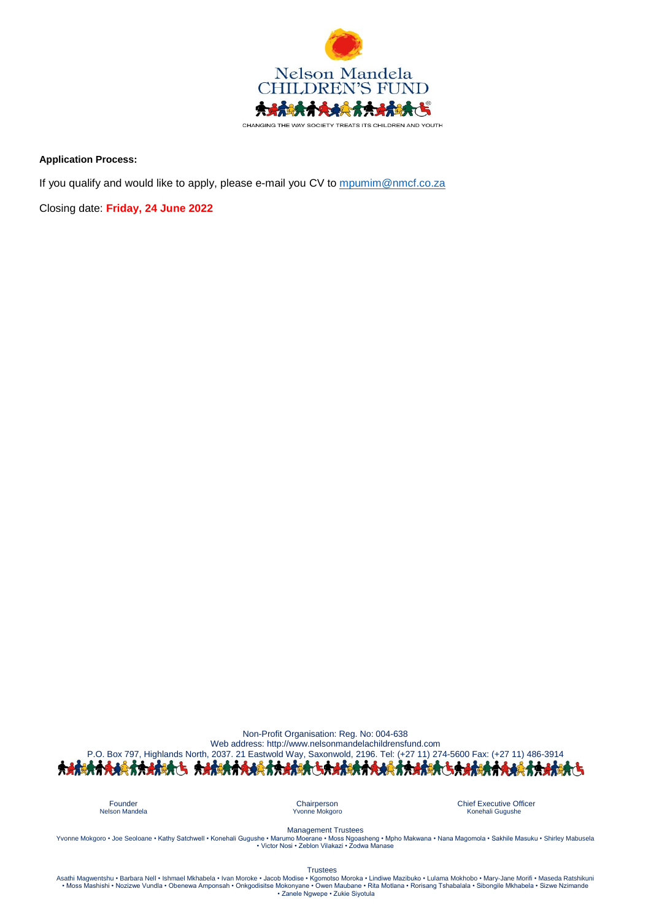**Application Process:**

If you qualify and would like to apply, please e-mail you CV to mpumim@nmcf.co.za

Closing date: **Friday, 24 June 2022**

Non-Profit Organisation: Reg. No: 004-638
Web address: http://www.nelsonmandelachildrensfund.com
P.O. Box 797, Highlands North, 2037. 21 Eastwold Way, Saxonwold, 2196. Tel: (+27 11) 274-5600 Fax: (+27 11) 486-3914

Founder
Nelson Mandela

Chairperson
Yvonne Mokgoro

Chief Executive Officer
Konehali Gugushe

Management Trustees
Yvonne Mokgoro • Joe Seoloane • Kathy Satchwell • Konehali Gugushe • Marumo Moerane • Moss Ngoasheng • Mpho Makwana • Nana Magomola • Sakhile Masuku • Shirley Mabusela • Victor Nosi • Zeblon Vilakazi • Zodwa Manase

Trustees
Asathi Magwentshu • Barbara Nell • Ishmael Mkhabela • Ivan Moroke • Jacob Modise • Kgomotso Moroka • Lindiwe Mazibuko • Lulama Mokhobo • Mary-Jane Morifi • Maseda Ratshikuni • Moss Mashishi • Nozizwe Vundla • Obenewa Amponsah • Onkgodisitse Mokonyane • Owen Maubane • Rita Motlana • Rorisang Tshabalala • Sibongile Mkhabela • Sizwe Nzimande • Zanele Ngwepe • Zukie Siyotula